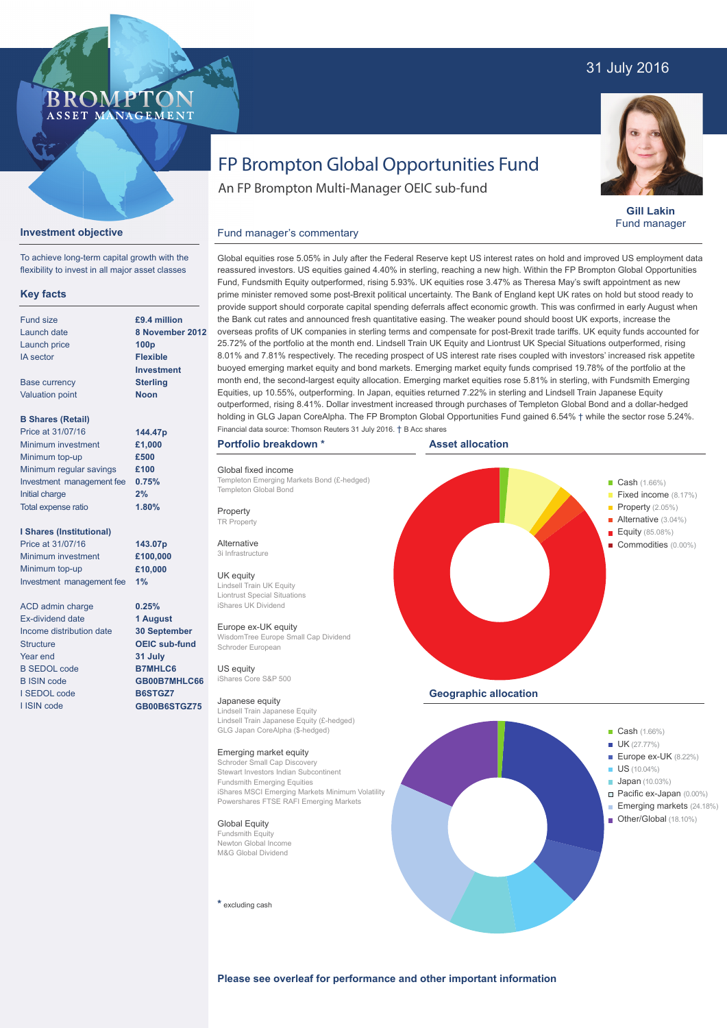# FP Brompton Global Opportunities Fund

An FP Brompton Multi-Manager OEIC sub-fund

31 July 2016

**Gill Lakin**
Fund manager

## Investment objective

To achieve long-term capital growth with the flexibility to invest in all major asset classes

## Key facts

| | |
|---|---|
| Fund size | **£9.4 million** |
| Launch date | **8 November 2012** |
| Launch price | **100p** |
| IA sector | **Flexible Investment** |
| Base currency | **Sterling** |
| Valuation point | **Noon** |

**B Shares (Retail)**

| | |
|---|---|
| Price at 31/07/16 | **144.47p** |
| Minimum investment | **£1,000** |
| Minimum top-up | **£500** |
| Minimum regular savings | **£100** |
| Investment management fee | **0.75%** |
| Initial charge | **2%** |
| Total expense ratio | **1.80%** |

**I Shares (Institutional)**

| | |
|---|---|
| Price at 31/07/16 | **143.07p** |
| Minimum investment | **£100,000** |
| Minimum top-up | **£10,000** |
| Investment management fee | **1%** |

| | |
|---|---|
| ACD admin charge | **0.25%** |
| Ex-dividend date | **1 August** |
| Income distribution date | **30 September** |
| Structure | **OEIC sub-fund** |
| Year end | **31 July** |
| B SEDOL code | **B7MHLC6** |
| B ISIN code | **GB00B7MHLC66** |
| I SEDOL code | **B6STGZ7** |
| I ISIN code | **GB00B6STGZ75** |

## Fund manager's commentary

Global equities rose 5.05% in July after the Federal Reserve kept US interest rates on hold and improved US employment data reassured investors. US equities gained 4.40% in sterling, reaching a new high. Within the FP Brompton Global Opportunities Fund, Fundsmith Equity outperformed, rising 5.93%. UK equities rose 3.47% as Theresa May's swift appointment as new prime minister removed some post-Brexit political uncertainty. The Bank of England kept UK rates on hold but stood ready to provide support should corporate capital spending deferrals affect economic growth. This was confirmed in early August when the Bank cut rates and announced fresh quantitative easing. The weaker pound should boost UK exports, increase the overseas profits of UK companies in sterling terms and compensate for post-Brexit trade tariffs. UK equity funds accounted for 25.72% of the portfolio at the month end. Lindsell Train UK Equity and Liontrust UK Special Situations outperformed, rising 8.01% and 7.81% respectively. The receding prospect of US interest rate rises coupled with investors' increased risk appetite buoyed emerging market equity and bond markets. Emerging market equity funds comprised 19.78% of the portfolio at the month end, the second-largest equity allocation. Emerging market equities rose 5.81% in sterling, with Fundsmith Emerging Equities, up 10.55%, outperforming. In Japan, equities returned 7.22% in sterling and Lindsell Train Japanese Equity outperformed, rising 8.41%. Dollar investment increased through purchases of Templeton Global Bond and a dollar-hedged holding in GLG Japan CoreAlpha. The FP Brompton Global Opportunities Fund gained 6.54% † while the sector rose 5.24%.

Financial data source: Thomson Reuters 31 July 2016. † B Acc shares

## Portfolio breakdown *

**Global fixed income**
- Templeton Emerging Markets Bond (£-hedged)
- Templeton Global Bond

**Property**
- TR Property

**Alternative**
- 3i Infrastructure

**UK equity**
- Lindsell Train UK Equity
- Liontrust Special Situations
- iShares UK Dividend

**Europe ex-UK equity**
- WisdomTree Europe Small Cap Dividend
- Schroder European

**US equity**
- iShares Core S&P 500

**Japanese equity**
- Lindsell Train Japanese Equity
- Lindsell Train Japanese Equity (£-hedged)
- GLG Japan CoreAlpha ($-hedged)

**Emerging market equity**
- Schroder Small Cap Discovery
- Stewart Investors Indian Subcontinent
- Fundsmith Emerging Equities
- iShares MSCI Emerging Markets Minimum Volatility
- Powershares FTSE RAFI Emerging Markets

**Global Equity**
- Fundsmith Equity
- Newton Global Income
- M&G Global Dividend

\* excluding cash

## Asset allocation

- Cash (1.66%)
- Fixed income (8.17%)
- Property (2.05%)
- Alternative (3.04%)
- Equity (85.08%)
- Commodities (0.00%)

## Geographic allocation

- Cash (1.66%)
- UK (27.77%)
- Europe ex-UK (8.22%)
- US (10.04%)
- Japan (10.03%)
- Pacific ex-Japan (0.00%)
- Emerging markets (24.18%)
- Other/Global (18.10%)

**Please see overleaf for performance and other important information**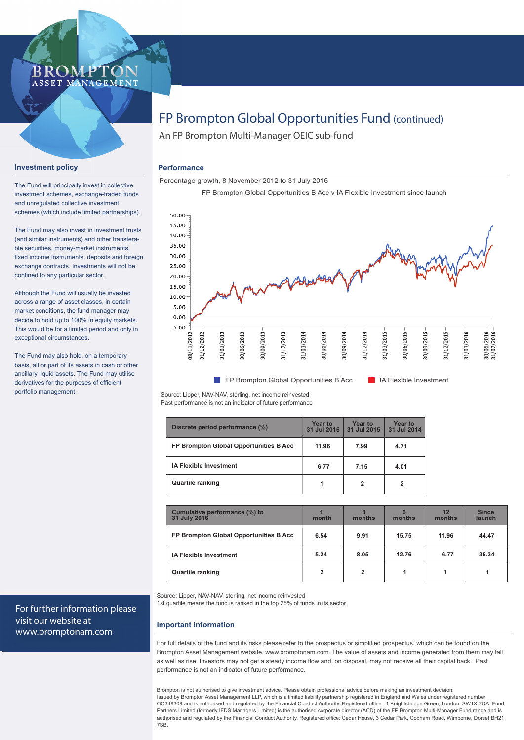# FP Brompton Global Opportunities Fund (continued)

An FP Brompton Multi-Manager OEIC sub-fund

## Investment policy

The Fund will principally invest in collective investment schemes, exchange-traded funds and unregulated collective investment schemes (which include limited partnerships).

The Fund may also invest in investment trusts (and similar instruments) and other transferable securities, money-market instruments, fixed income instruments, deposits and foreign exchange contracts. Investments will not be confined to any particular sector.

Although the Fund will usually be invested across a range of asset classes, in certain market conditions, the fund manager may decide to hold up to 100% in equity markets. This would be for a limited period and only in exceptional circumstances.

The Fund may also hold, on a temporary basis, all or part of its assets in cash or other ancillary liquid assets. The Fund may utilise derivatives for the purposes of efficient portfolio management.

For further information please visit our website at www.bromptonam.com

## Performance

Percentage growth, 8 November 2012 to 31 July 2016

FP Brompton Global Opportunities B Acc v IA Flexible Investment since launch

50.00
45.00
40.00
35.00
30.00
25.00
20.00
15.00
10.00
5.00
0.00
-5.00

08/11/2012, 31/12/2012, 31/03/2013, 30/06/2013, 30/09/2013, 31/12/2013, 31/03/2014, 30/06/2014, 30/09/2014, 31/12/2014, 31/03/2015, 30/06/2015, 30/09/2015, 31/12/2015, 31/03/2016, 30/06/2016, 31/07/2016

FP Brompton Global Opportunities B Acc
IA Flexible Investment

Source: Lipper, NAV-NAV, sterling, net income reinvested
Past performance is not an indicator of future performance

| Discrete period performance (%) | Year to 31 Jul 2016 | Year to 31 Jul 2015 | Year to 31 Jul 2014 |
|---|---|---|---|
| FP Brompton Global Opportunities B Acc | 11.96 | 7.99 | 4.71 |
| IA Flexible Investment | 6.77 | 7.15 | 4.01 |
| Quartile ranking | 1 | 2 | 2 |

| Cumulative performance (%) to 31 July 2016 | 1 month | 3 months | 6 months | 12 months | Since launch |
|---|---|---|---|---|---|
| FP Brompton Global Opportunities B Acc | 6.54 | 9.91 | 15.75 | 11.96 | 44.47 |
| IA Flexible Investment | 5.24 | 8.05 | 12.76 | 6.77 | 35.34 |
| Quartile ranking | 2 | 2 | 1 | 1 | 1 |

Source: Lipper, NAV-NAV, sterling, net income reinvested
1st quartile means the fund is ranked in the top 25% of funds in its sector

## Important information

For full details of the fund and its risks please refer to the prospectus or simplified prospectus, which can be found on the Brompton Asset Management website, www.bromptonam.com. The value of assets and income generated from them may fall as well as rise. Investors may not get a steady income flow and, on disposal, may not receive all their capital back. Past performance is not an indicator of future performance.

Brompton is not authorised to give investment advice. Please obtain professional advice before making an investment decision. Issued by Brompton Asset Management LLP, which is a limited liability partnership registered in England and Wales under registered number OC349309 and is authorised and regulated by the Financial Conduct Authority. Registered office: 1 Knightsbridge Green, London, SW1X 7QA. Fund Partners Limited (formerly IFDS Managers Limited) is the authorised corporate director (ACD) of the FP Brompton Multi-Manager Fund range and is authorised and regulated by the Financial Conduct Authority. Registered office: Cedar House, 3 Cedar Park, Cobham Road, Wimborne, Dorset BH21 7SB.